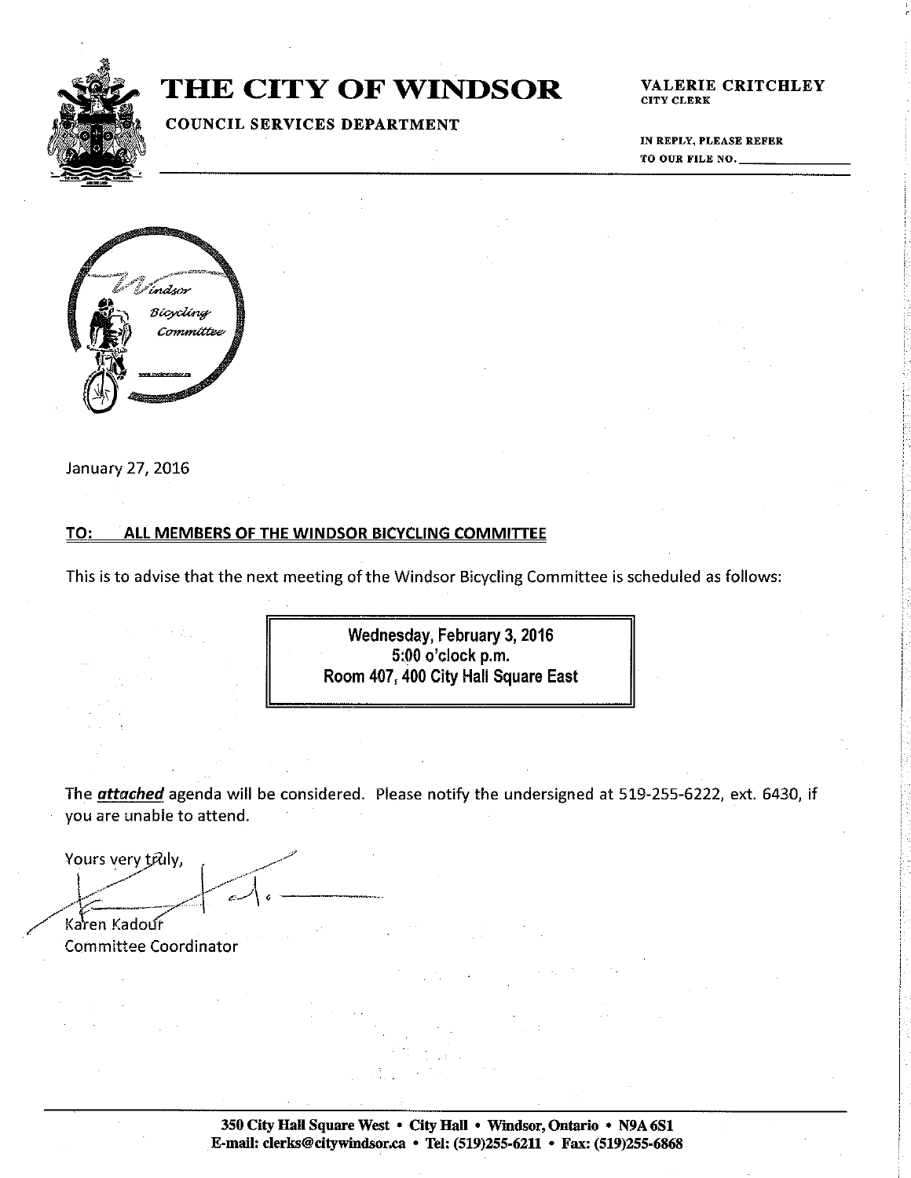# THE CITY OF WINDSOR

**COUNCIL SERVICES DEPARTMENT**

**VALERIE CRITCHLEY**
**CITY CLERK**

**IN REPLY, PLEASE REFER TO OUR FILE NO. \_\_\_\_\_\_\_\_\_\_**

Windsor Bicycling Committee

January 27, 2016

**TO: ALL MEMBERS OF THE WINDSOR BICYCLING COMMITTEE**

This is to advise that the next meeting of the Windsor Bicycling Committee is scheduled as follows:

**Wednesday, February 3, 2016**
**5:00 o'clock p.m.**
**Room 407, 400 City Hall Square East**

The ***attached*** agenda will be considered. Please notify the undersigned at 519-255-6222, ext. 6430, if you are unable to attend.

Yours very truly,

Karen Kadour
Committee Coordinator

**350 City Hall Square West • City Hall • Windsor, Ontario • N9A 6S1**
**E-mail: clerks@citywindsor.ca • Tel: (519)255-6211 • Fax: (519)255-6868**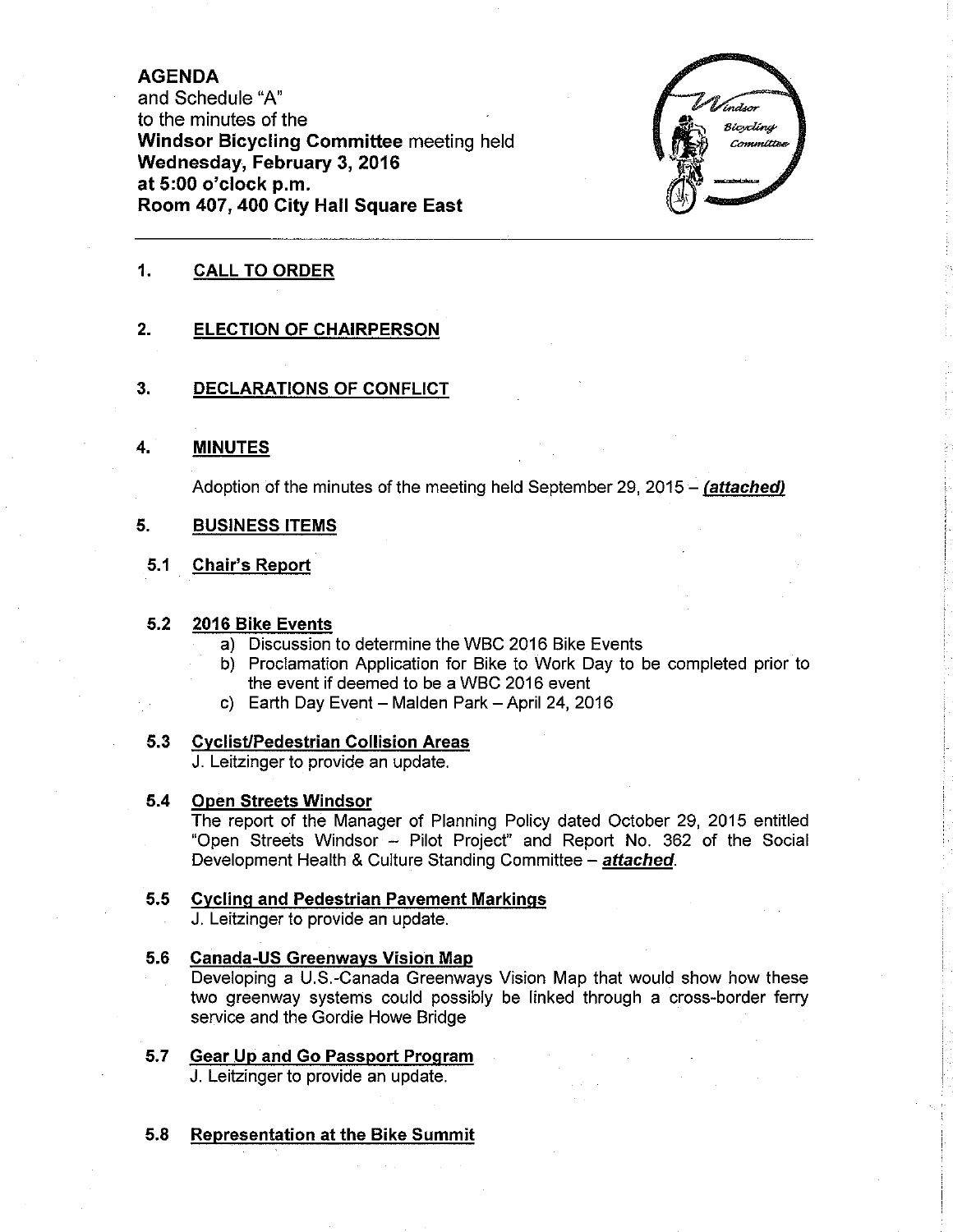**AGENDA**
and Schedule "A"
to the minutes of the
**Windsor Bicycling Committee** meeting held
**Wednesday, February 3, 2016**
**at 5:00 o'clock p.m.**
**Room 407, 400 City Hall Square East**

---

## 1. CALL TO ORDER

## 2. ELECTION OF CHAIRPERSON

## 3. DECLARATIONS OF CONFLICT

## 4. MINUTES

Adoption of the minutes of the meeting held September 29, 2015 – ***(attached)***

## 5. BUSINESS ITEMS

### 5.1 Chair's Report

### 5.2 2016 Bike Events

a) Discussion to determine the WBC 2016 Bike Events
b) Proclamation Application for Bike to Work Day to be completed prior to the event if deemed to be a WBC 2016 event
c) Earth Day Event – Malden Park – April 24, 2016

### 5.3 Cyclist/Pedestrian Collision Areas

J. Leitzinger to provide an update.

### 5.4 Open Streets Windsor

The report of the Manager of Planning Policy dated October 29, 2015 entitled "Open Streets Windsor – Pilot Project" and Report No. 362 of the Social Development Health & Culture Standing Committee – ***attached***.

### 5.5 Cycling and Pedestrian Pavement Markings

J. Leitzinger to provide an update.

### 5.6 Canada-US Greenways Vision Map

Developing a U.S.-Canada Greenways Vision Map that would show how these two greenway systems could possibly be linked through a cross-border ferry service and the Gordie Howe Bridge

### 5.7 Gear Up and Go Passport Program

J. Leitzinger to provide an update.

### 5.8 Representation at the Bike Summit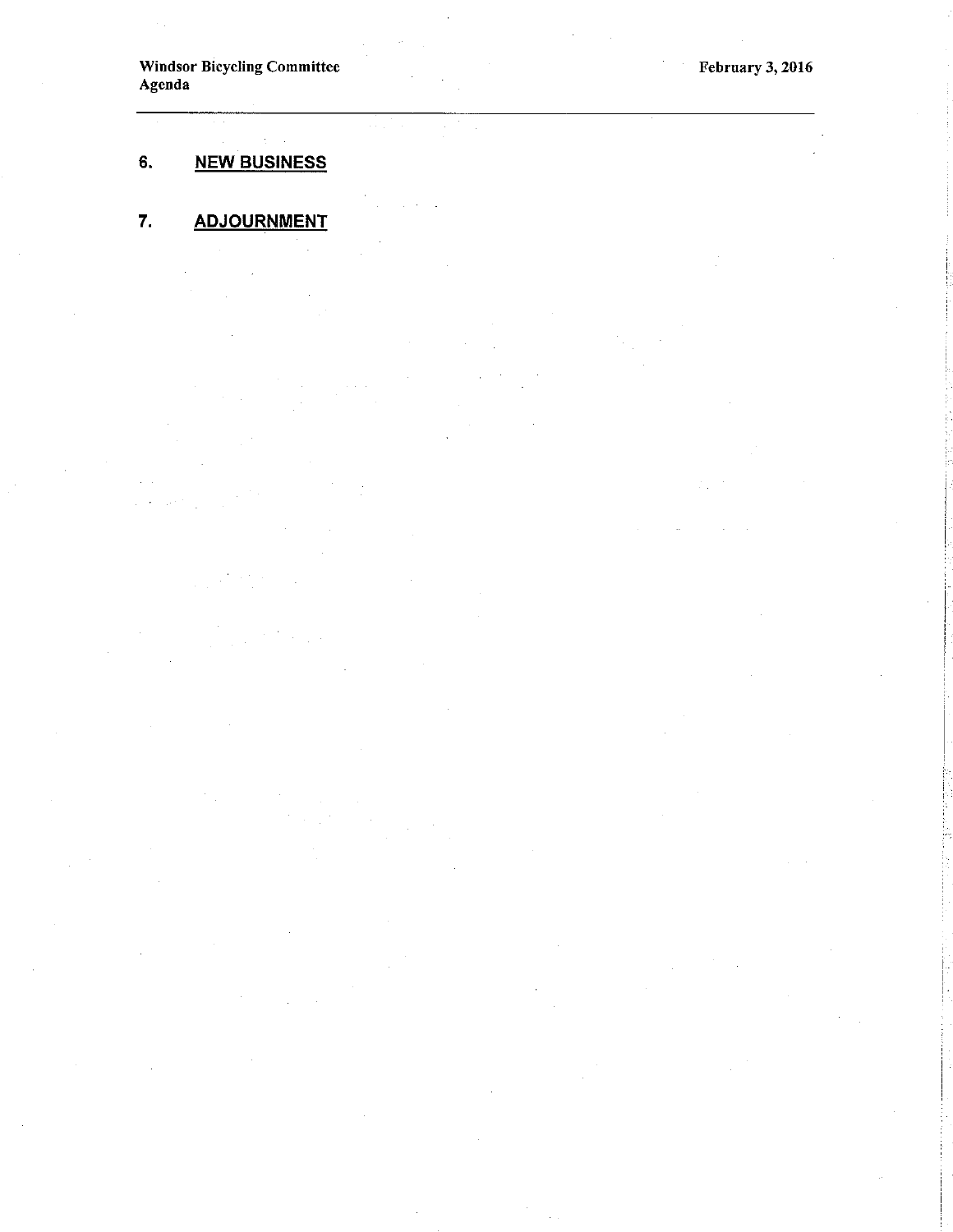## 6. NEW BUSINESS

## 7. ADJOURNMENT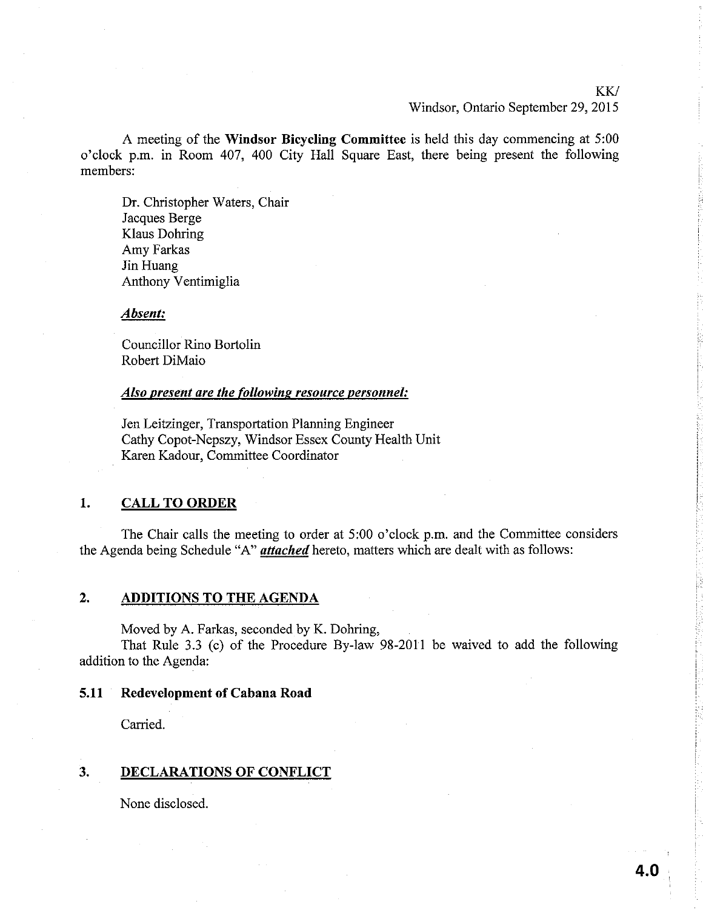KK/
Windsor, Ontario September 29, 2015

A meeting of the **Windsor Bicycling Committee** is held this day commencing at 5:00 o'clock p.m. in Room 407, 400 City Hall Square East, there being present the following members:

Dr. Christopher Waters, Chair
Jacques Berge
Klaus Dohring
Amy Farkas
Jin Huang
Anthony Ventimiglia

***Absent:***

Councillor Rino Bortolin
Robert DiMaio

***Also present are the following resource personnel:***

Jen Leitzinger, Transportation Planning Engineer
Cathy Copot-Nepszy, Windsor Essex County Health Unit
Karen Kadour, Committee Coordinator

## 1. CALL TO ORDER

The Chair calls the meeting to order at 5:00 o'clock p.m. and the Committee considers the Agenda being Schedule "A" ***attached*** hereto, matters which are dealt with as follows:

## 2. ADDITIONS TO THE AGENDA

Moved by A. Farkas, seconded by K. Dohring,
That Rule 3.3 (c) of the Procedure By-law 98-2011 be waived to add the following addition to the Agenda:

### 5.11 Redevelopment of Cabana Road

Carried.

## 3. DECLARATIONS OF CONFLICT

None disclosed.

4.0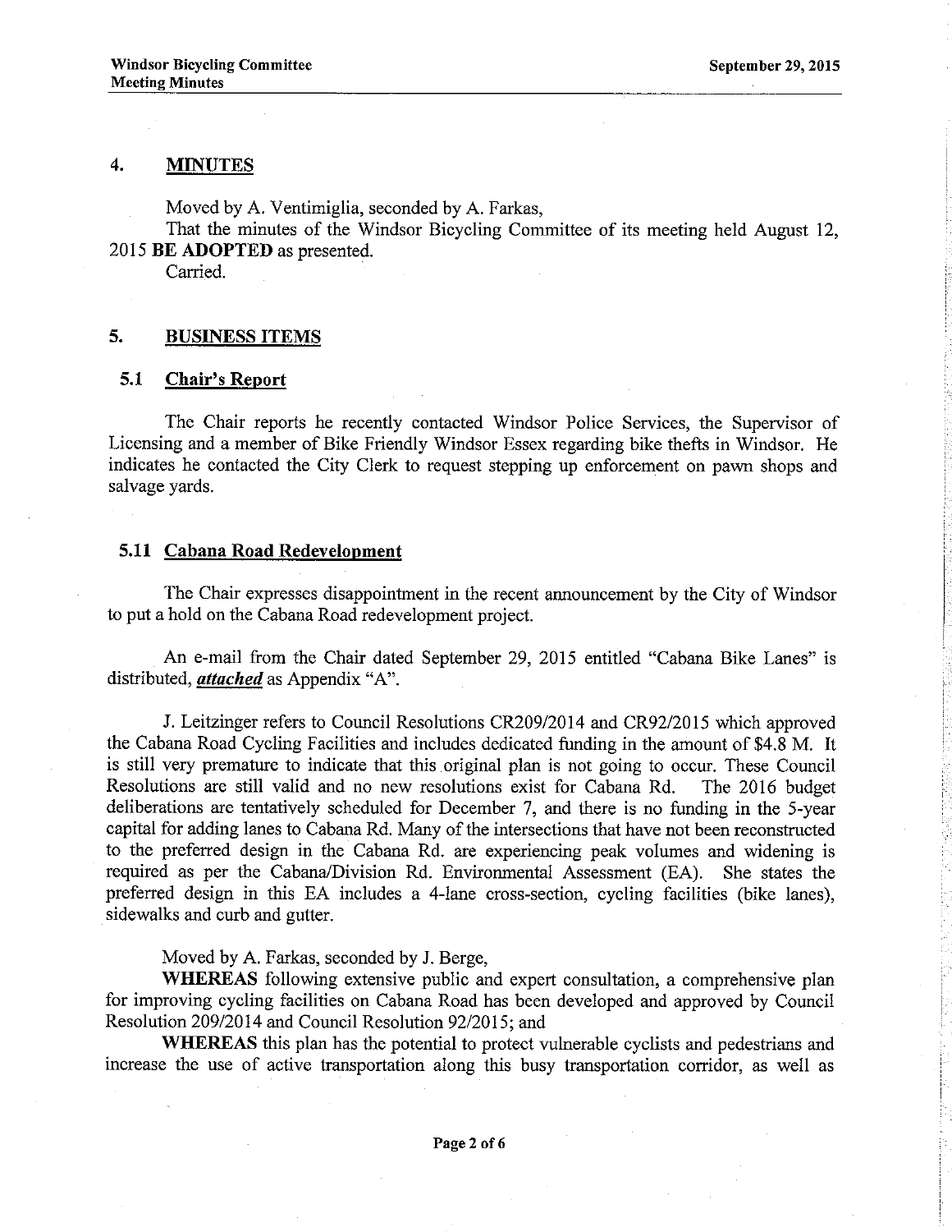## 4. MINUTES

Moved by A. Ventimiglia, seconded by A. Farkas,

That the minutes of the Windsor Bicycling Committee of its meeting held August 12, 2015 **BE ADOPTED** as presented.

Carried.

## 5. BUSINESS ITEMS

### 5.1 Chair's Report

The Chair reports he recently contacted Windsor Police Services, the Supervisor of Licensing and a member of Bike Friendly Windsor Essex regarding bike thefts in Windsor. He indicates he contacted the City Clerk to request stepping up enforcement on pawn shops and salvage yards.

### 5.11 Cabana Road Redevelopment

The Chair expresses disappointment in the recent announcement by the City of Windsor to put a hold on the Cabana Road redevelopment project.

An e-mail from the Chair dated September 29, 2015 entitled "Cabana Bike Lanes" is distributed, ***attached*** as Appendix "A".

J. Leitzinger refers to Council Resolutions CR209/2014 and CR92/2015 which approved the Cabana Road Cycling Facilities and includes dedicated funding in the amount of $4.8 M. It is still very premature to indicate that this original plan is not going to occur. These Council Resolutions are still valid and no new resolutions exist for Cabana Rd. The 2016 budget deliberations are tentatively scheduled for December 7, and there is no funding in the 5-year capital for adding lanes to Cabana Rd. Many of the intersections that have not been reconstructed to the preferred design in the Cabana Rd. are experiencing peak volumes and widening is required as per the Cabana/Division Rd. Environmental Assessment (EA). She states the preferred design in this EA includes a 4-lane cross-section, cycling facilities (bike lanes), sidewalks and curb and gutter.

Moved by A. Farkas, seconded by J. Berge,

**WHEREAS** following extensive public and expert consultation, a comprehensive plan for improving cycling facilities on Cabana Road has been developed and approved by Council Resolution 209/2014 and Council Resolution 92/2015; and

**WHEREAS** this plan has the potential to protect vulnerable cyclists and pedestrians and increase the use of active transportation along this busy transportation corridor, as well as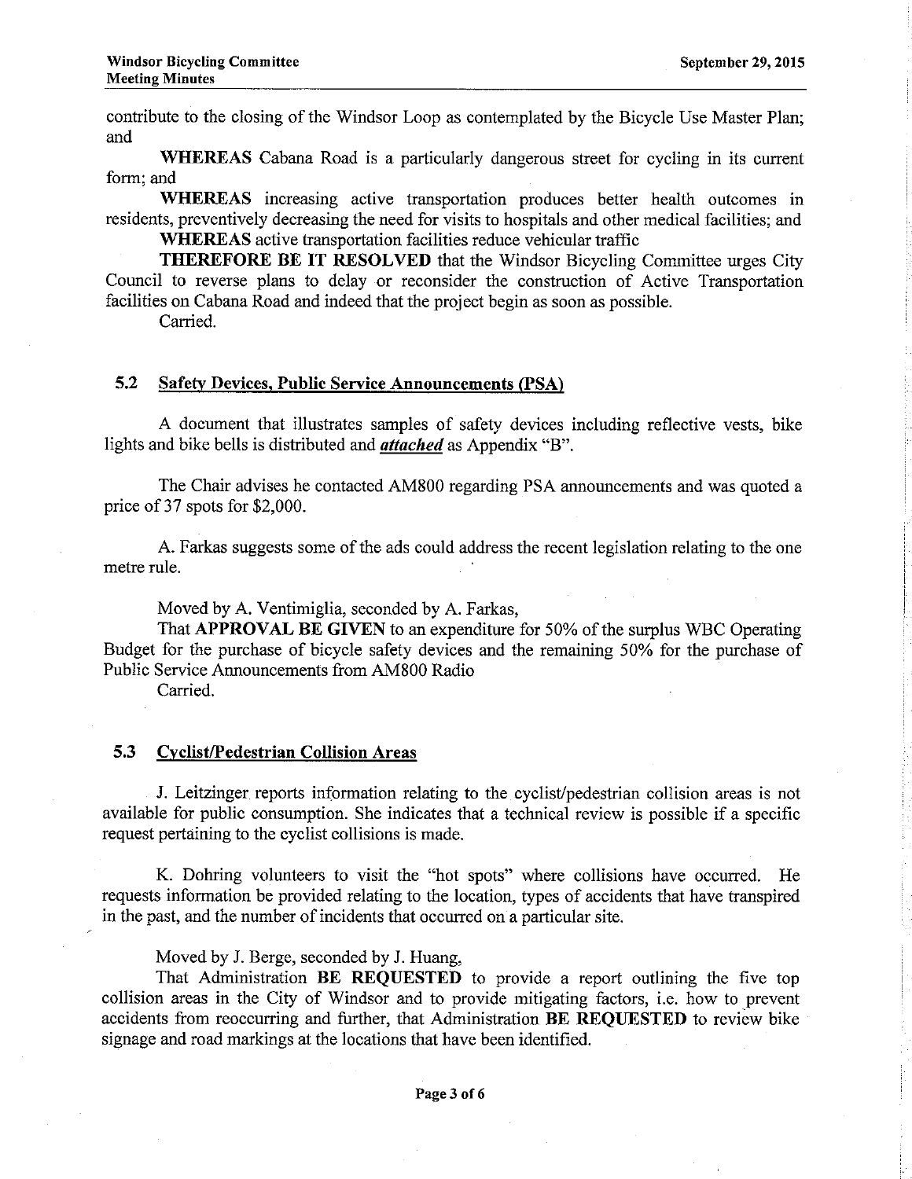contribute to the closing of the Windsor Loop as contemplated by the Bicycle Use Master Plan; and

**WHEREAS** Cabana Road is a particularly dangerous street for cycling in its current form; and

**WHEREAS** increasing active transportation produces better health outcomes in residents, preventively decreasing the need for visits to hospitals and other medical facilities; and

**WHEREAS** active transportation facilities reduce vehicular traffic

**THEREFORE BE IT RESOLVED** that the Windsor Bicycling Committee urges City Council to reverse plans to delay or reconsider the construction of Active Transportation facilities on Cabana Road and indeed that the project begin as soon as possible.

Carried.

### 5.2 Safety Devices, Public Service Announcements (PSA)

A document that illustrates samples of safety devices including reflective vests, bike lights and bike bells is distributed and ***attached*** as Appendix "B".

The Chair advises he contacted AM800 regarding PSA announcements and was quoted a price of 37 spots for $2,000.

A. Farkas suggests some of the ads could address the recent legislation relating to the one metre rule.

Moved by A. Ventimiglia, seconded by A. Farkas,

That **APPROVAL BE GIVEN** to an expenditure for 50% of the surplus WBC Operating Budget for the purchase of bicycle safety devices and the remaining 50% for the purchase of Public Service Announcements from AM800 Radio

Carried.

### 5.3 Cyclist/Pedestrian Collision Areas

J. Leitzinger reports information relating to the cyclist/pedestrian collision areas is not available for public consumption. She indicates that a technical review is possible if a specific request pertaining to the cyclist collisions is made.

K. Dohring volunteers to visit the "hot spots" where collisions have occurred. He requests information be provided relating to the location, types of accidents that have transpired in the past, and the number of incidents that occurred on a particular site.

Moved by J. Berge, seconded by J. Huang,

That Administration **BE REQUESTED** to provide a report outlining the five top collision areas in the City of Windsor and to provide mitigating factors, i.e. how to prevent accidents from reoccurring and further, that Administration **BE REQUESTED** to review bike signage and road markings at the locations that have been identified.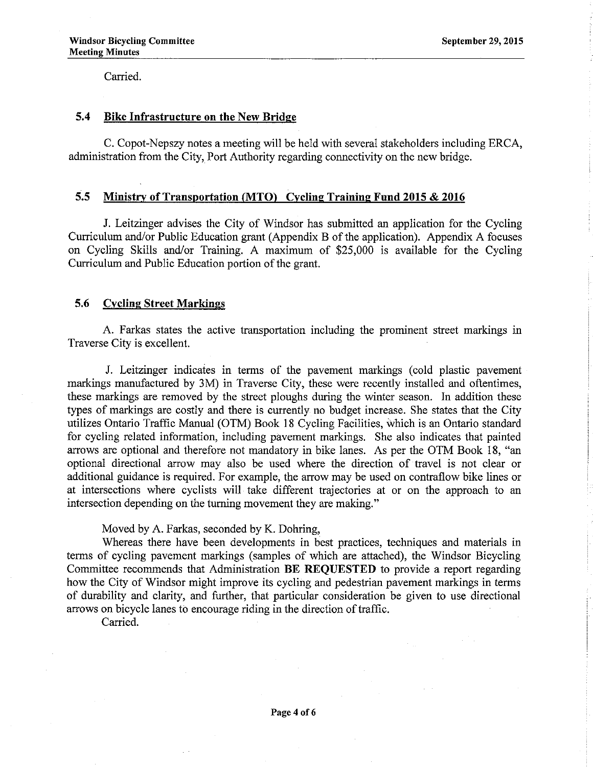Carried.

### 5.4 Bike Infrastructure on the New Bridge

C. Copot-Nepszy notes a meeting will be held with several stakeholders including ERCA, administration from the City, Port Authority regarding connectivity on the new bridge.

### 5.5 Ministry of Transportation (MTO) Cycling Training Fund 2015 & 2016

J. Leitzinger advises the City of Windsor has submitted an application for the Cycling Curriculum and/or Public Education grant (Appendix B of the application). Appendix A focuses on Cycling Skills and/or Training. A maximum of $25,000 is available for the Cycling Curriculum and Public Education portion of the grant.

### 5.6 Cycling Street Markings

A. Farkas states the active transportation including the prominent street markings in Traverse City is excellent.

J. Leitzinger indicates in terms of the pavement markings (cold plastic pavement markings manufactured by 3M) in Traverse City, these were recently installed and oftentimes, these markings are removed by the street ploughs during the winter season. In addition these types of markings are costly and there is currently no budget increase. She states that the City utilizes Ontario Traffic Manual (OTM) Book 18 Cycling Facilities, which is an Ontario standard for cycling related information, including pavement markings. She also indicates that painted arrows are optional and therefore not mandatory in bike lanes. As per the OTM Book 18, "an optional directional arrow may also be used where the direction of travel is not clear or additional guidance is required. For example, the arrow may be used on contraflow bike lines or at intersections where cyclists will take different trajectories at or on the approach to an intersection depending on the turning movement they are making."

Moved by A. Farkas, seconded by K. Dohring,

Whereas there have been developments in best practices, techniques and materials in terms of cycling pavement markings (samples of which are attached), the Windsor Bicycling Committee recommends that Administration **BE REQUESTED** to provide a report regarding how the City of Windsor might improve its cycling and pedestrian pavement markings in terms of durability and clarity, and further, that particular consideration be given to use directional arrows on bicycle lanes to encourage riding in the direction of traffic.

Carried.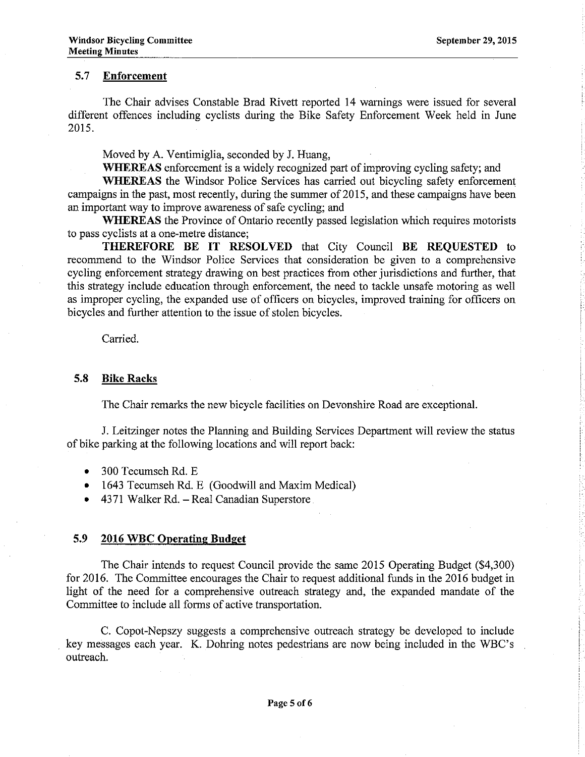### 5.7 Enforcement

The Chair advises Constable Brad Rivett reported 14 warnings were issued for several different offences including cyclists during the Bike Safety Enforcement Week held in June 2015.

Moved by A. Ventimiglia, seconded by J. Huang,

**WHEREAS** enforcement is a widely recognized part of improving cycling safety; and

**WHEREAS** the Windsor Police Services has carried out bicycling safety enforcement campaigns in the past, most recently, during the summer of 2015, and these campaigns have been an important way to improve awareness of safe cycling; and

**WHEREAS** the Province of Ontario recently passed legislation which requires motorists to pass cyclists at a one-metre distance;

**THEREFORE BE IT RESOLVED** that City Council **BE REQUESTED** to recommend to the Windsor Police Services that consideration be given to a comprehensive cycling enforcement strategy drawing on best practices from other jurisdictions and further, that this strategy include education through enforcement, the need to tackle unsafe motoring as well as improper cycling, the expanded use of officers on bicycles, improved training for officers on bicycles and further attention to the issue of stolen bicycles.

Carried.

### 5.8 Bike Racks

The Chair remarks the new bicycle facilities on Devonshire Road are exceptional.

J. Leitzinger notes the Planning and Building Services Department will review the status of bike parking at the following locations and will report back:

- 300 Tecumseh Rd. E
- 1643 Tecumseh Rd. E (Goodwill and Maxim Medical)
- 4371 Walker Rd. – Real Canadian Superstore

### 5.9 2016 WBC Operating Budget

The Chair intends to request Council provide the same 2015 Operating Budget ($4,300) for 2016. The Committee encourages the Chair to request additional funds in the 2016 budget in light of the need for a comprehensive outreach strategy and, the expanded mandate of the Committee to include all forms of active transportation.

C. Copot-Nepszy suggests a comprehensive outreach strategy be developed to include key messages each year. K. Dohring notes pedestrians are now being included in the WBC's outreach.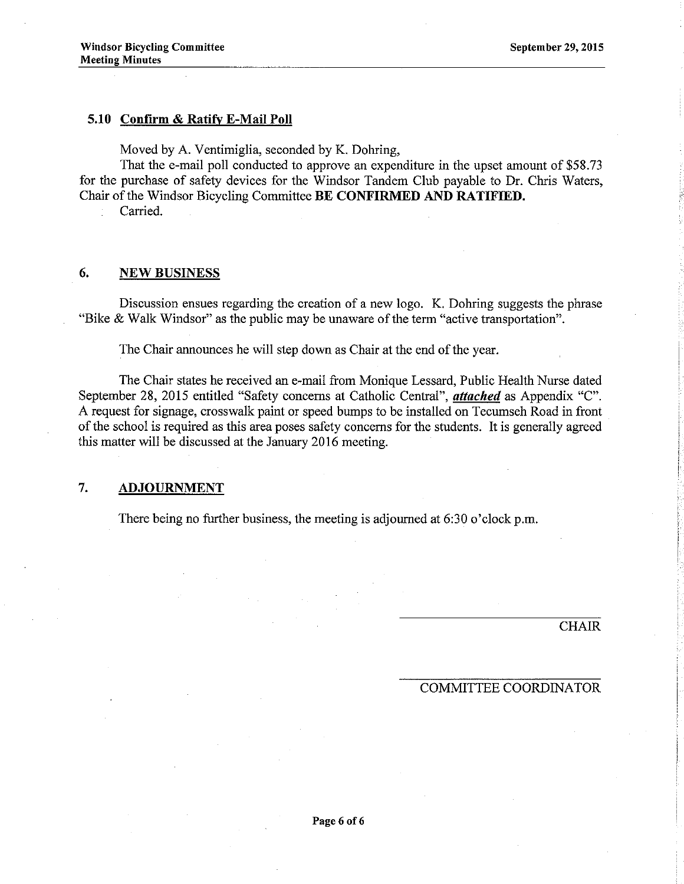### 5.10 Confirm & Ratify E-Mail Poll

Moved by A. Ventimiglia, seconded by K. Dohring,

That the e-mail poll conducted to approve an expenditure in the upset amount of $58.73 for the purchase of safety devices for the Windsor Tandem Club payable to Dr. Chris Waters, Chair of the Windsor Bicycling Committee **BE CONFIRMED AND RATIFIED.**

Carried.

## 6. NEW BUSINESS

Discussion ensues regarding the creation of a new logo. K. Dohring suggests the phrase "Bike & Walk Windsor" as the public may be unaware of the term "active transportation".

The Chair announces he will step down as Chair at the end of the year.

The Chair states he received an e-mail from Monique Lessard, Public Health Nurse dated September 28, 2015 entitled "Safety concerns at Catholic Central", ***attached*** as Appendix "C". A request for signage, crosswalk paint or speed bumps to be installed on Tecumseh Road in front of the school is required as this area poses safety concerns for the students. It is generally agreed this matter will be discussed at the January 2016 meeting.

## 7. ADJOURNMENT

There being no further business, the meeting is adjourned at 6:30 o'clock p.m.

CHAIR

COMMITTEE COORDINATOR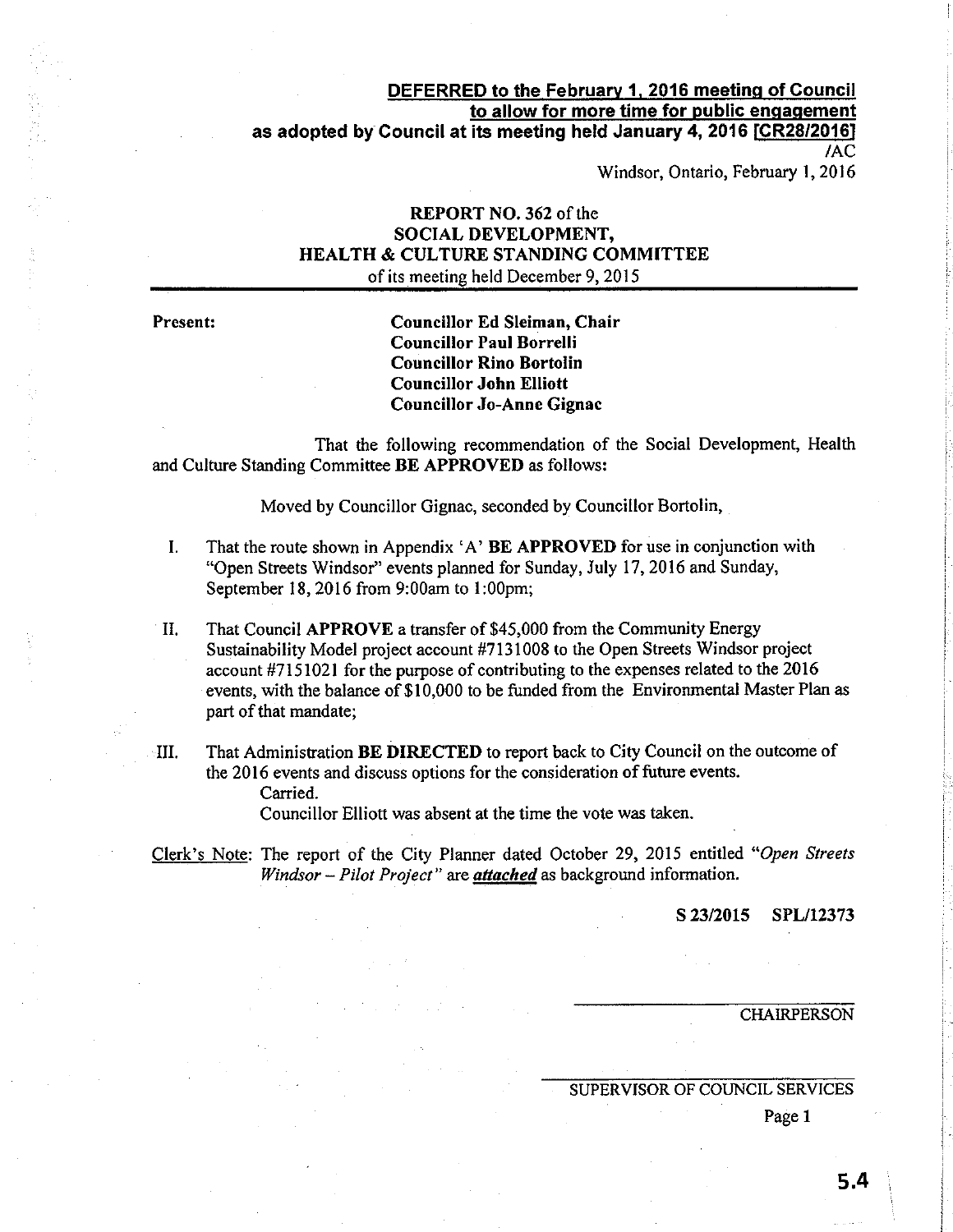**DEFERRED to the February 1, 2016 meeting of Council**
**to allow for more time for public engagement**
**as adopted by Council at its meeting held January 4, 2016 [CR28/2016]**
/AC

Windsor, Ontario, February 1, 2016

**REPORT NO. 362** of the
**SOCIAL DEVELOPMENT,**
**HEALTH & CULTURE STANDING COMMITTEE**
of its meeting held December 9, 2015

**Present:**

**Councillor Ed Sleiman, Chair**
**Councillor Paul Borrelli**
**Councillor Rino Bortolin**
**Councillor John Elliott**
**Councillor Jo-Anne Gignac**

That the following recommendation of the Social Development, Health and Culture Standing Committee **BE APPROVED** as follows:

Moved by Councillor Gignac, seconded by Councillor Bortolin,

I. That the route shown in Appendix 'A' **BE APPROVED** for use in conjunction with "Open Streets Windsor" events planned for Sunday, July 17, 2016 and Sunday, September 18, 2016 from 9:00am to 1:00pm;

II. That Council **APPROVE** a transfer of $45,000 from the Community Energy Sustainability Model project account #7131008 to the Open Streets Windsor project account #7151021 for the purpose of contributing to the expenses related to the 2016 events, with the balance of $10,000 to be funded from the Environmental Master Plan as part of that mandate;

III. That Administration **BE DIRECTED** to report back to City Council on the outcome of the 2016 events and discuss options for the consideration of future events.
Carried.
Councillor Elliott was absent at the time the vote was taken.

Clerk's Note: The report of the City Planner dated October 29, 2015 entitled "*Open Streets Windsor – Pilot Project*" are ***attached*** as background information.

**S 23/2015 SPL/12373**

CHAIRPERSON

SUPERVISOR OF COUNCIL SERVICES

**5.4**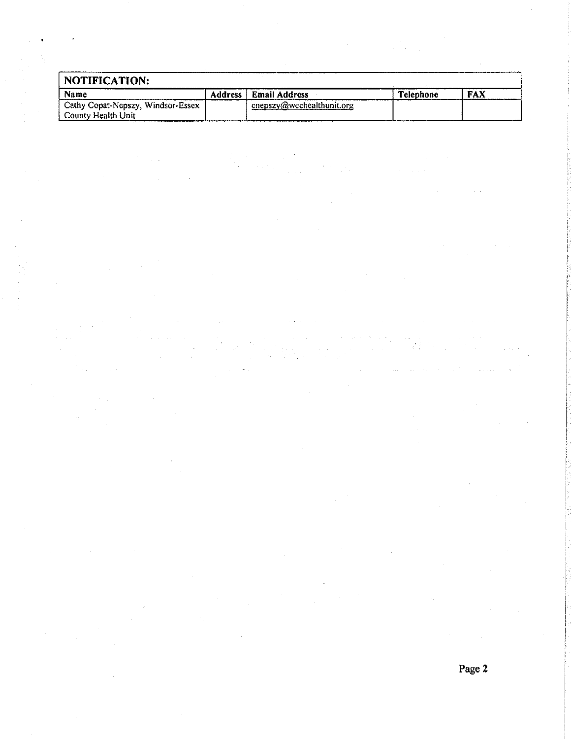| NOTIFICATION: | | | | |
|---|---|---|---|---|
| **Name** | **Address** | **Email Address** | **Telephone** | **FAX** |
| Cathy Copat-Nepszy, Windsor-Essex County Health Unit | | cnepszy@wechealthunit.org | | |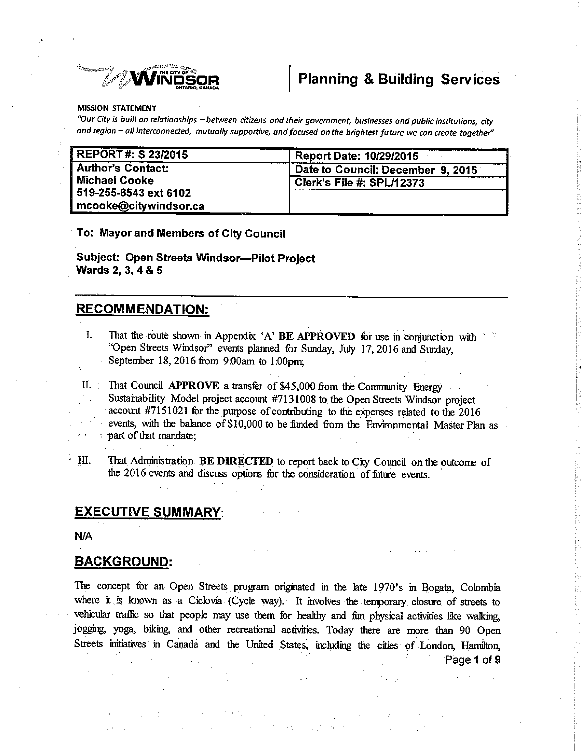THE CITY OF WINDSOR ONTARIO, CANADA

# Planning & Building Services

**MISSION STATEMENT**

*"Our City is built on relationships – between citizens and their government, businesses and public institutions, city and region – all interconnected, mutually supportive, and focused on the brightest future we can create together"*

| REPORT #: S 23/2015 | Report Date: 10/29/2015 |
|---|---|
| Author's Contact: Michael Cooke 519-255-6543 ext 6102 mcooke@citywindsor.ca | Date to Council: December 9, 2015 Clerk's File #: SPL/12373 |

**To: Mayor and Members of City Council**

**Subject: Open Streets Windsor—Pilot Project Wards 2, 3, 4 & 5**

## RECOMMENDATION:

I. That the route shown in Appendix 'A' **BE APPROVED** for use in conjunction with "Open Streets Windsor" events planned for Sunday, July 17, 2016 and Sunday, September 18, 2016 from 9:00am to 1:00pm;

II. That Council **APPROVE** a transfer of $45,000 from the Community Energy Sustainability Model project account #7131008 to the Open Streets Windsor project account #7151021 for the purpose of contributing to the expenses related to the 2016 events, with the balance of $10,000 to be funded from the Environmental Master Plan as part of that mandate;

III. That Administration **BE DIRECTED** to report back to City Council on the outcome of the 2016 events and discuss options for the consideration of future events.

## EXECUTIVE SUMMARY:

N/A

## BACKGROUND:

The concept for an Open Streets program originated in the late 1970's in Bogata, Colombia where it is known as a Ciclovia (Cycle way). It involves the temporary closure of streets to vehicular traffic so that people may use them for healthy and fun physical activities like walking, jogging, yoga, biking, and other recreational activities. Today there are more than 90 Open Streets initiatives in Canada and the United States, including the cities of London, Hamilton,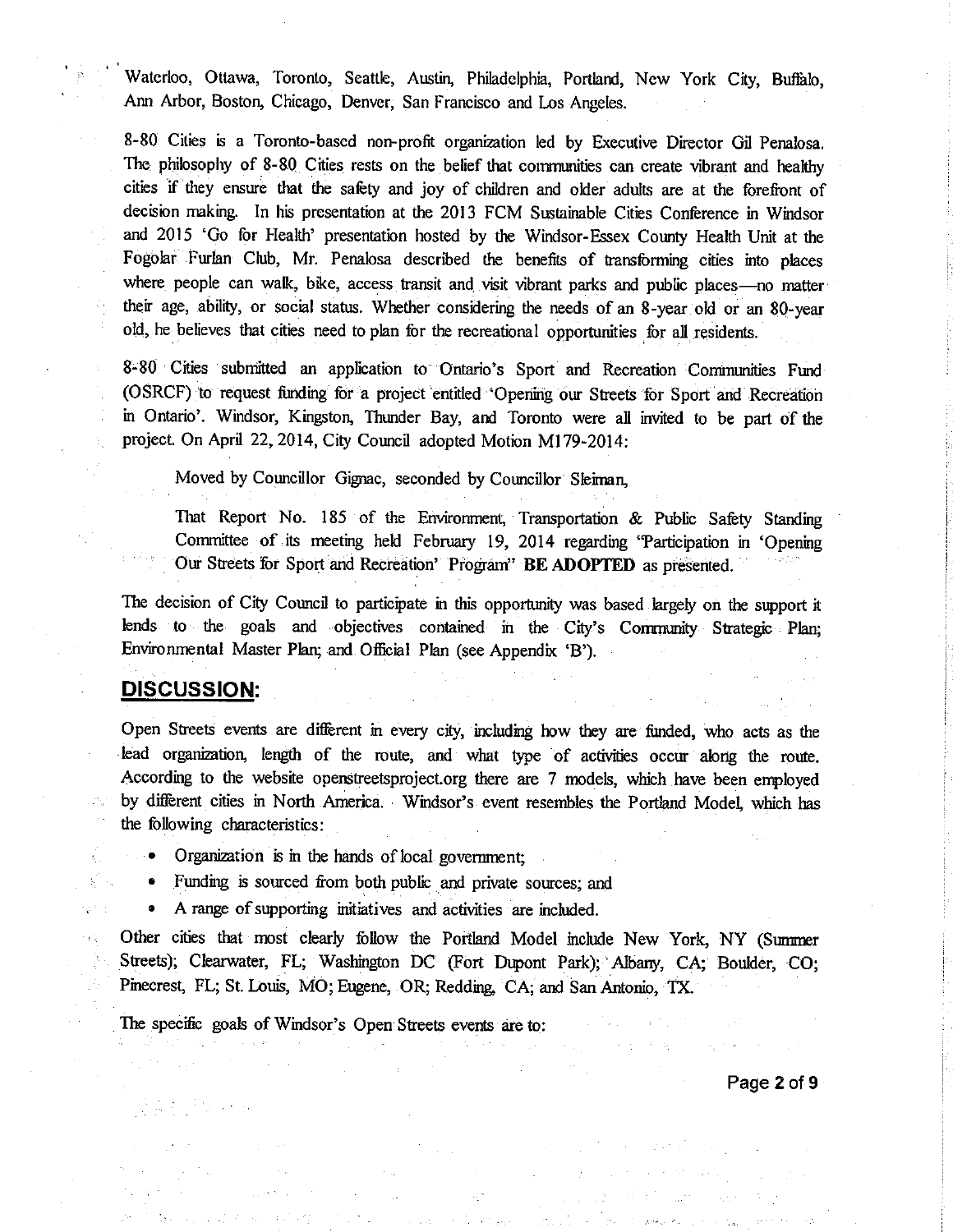Waterloo, Ottawa, Toronto, Seattle, Austin, Philadelphia, Portland, New York City, Buffalo, Ann Arbor, Boston, Chicago, Denver, San Francisco and Los Angeles.

8-80 Cities is a Toronto-based non-profit organization led by Executive Director Gil Penalosa. The philosophy of 8-80 Cities rests on the belief that communities can create vibrant and healthy cities if they ensure that the safety and joy of children and older adults are at the forefront of decision making. In his presentation at the 2013 FCM Sustainable Cities Conference in Windsor and 2015 'Go for Health' presentation hosted by the Windsor-Essex County Health Unit at the Fogolar Furlan Club, Mr. Penalosa described the benefits of transforming cities into places where people can walk, bike, access transit and visit vibrant parks and public places—no matter their age, ability, or social status. Whether considering the needs of an 8-year old or an 80-year old, he believes that cities need to plan for the recreational opportunities for all residents.

8-80 Cities submitted an application to Ontario's Sport and Recreation Communities Fund (OSRCF) to request funding for a project entitled 'Opening our Streets for Sport and Recreation in Ontario'. Windsor, Kingston, Thunder Bay, and Toronto were all invited to be part of the project. On April 22, 2014, City Council adopted Motion M179-2014:

> Moved by Councillor Gignac, seconded by Councillor Sleiman,
>
> That Report No. 185 of the Environment, Transportation & Public Safety Standing Committee of its meeting held February 19, 2014 regarding "Participation in 'Opening Our Streets for Sport and Recreation' Program" **BE ADOPTED** as presented.

The decision of City Council to participate in this opportunity was based largely on the support it lends to the goals and objectives contained in the City's Community Strategic Plan; Environmental Master Plan; and Official Plan (see Appendix 'B').

## DISCUSSION:

Open Streets events are different in every city, including how they are funded, who acts as the lead organization, length of the route, and what type of activities occur along the route. According to the website openstreetsproject.org there are 7 models, which have been employed by different cities in North America. Windsor's event resembles the Portland Model, which has the following characteristics:

- Organization is in the hands of local government;
- Funding is sourced from both public and private sources; and
- A range of supporting initiatives and activities are included.

Other cities that most clearly follow the Portland Model include New York, NY (Summer Streets); Clearwater, FL; Washington DC (Fort Dupont Park); Albany, CA; Boulder, CO; Pinecrest, FL; St. Louis, MO; Eugene, OR; Redding, CA; and San Antonio, TX.

The specific goals of Windsor's Open Streets events are to: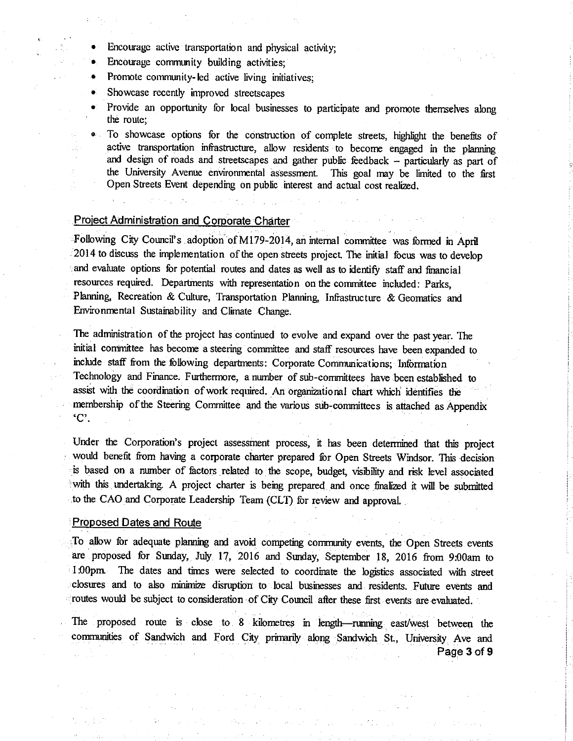- Encourage active transportation and physical activity;
- Encourage community building activities;
- Promote community-led active living initiatives;
- Showcase recently improved streetscapes
- Provide an opportunity for local businesses to participate and promote themselves along the route;
- To showcase options for the construction of complete streets, highlight the benefits of active transportation infrastructure, allow residents to become engaged in the planning and design of roads and streetscapes and gather public feedback – particularly as part of the University Avenue environmental assessment. This goal may be limited to the first Open Streets Event depending on public interest and actual cost realized.

## Project Administration and Corporate Charter

Following City Council's adoption of M179-2014, an internal committee was formed in April 2014 to discuss the implementation of the open streets project. The initial focus was to develop and evaluate options for potential routes and dates as well as to identify staff and financial resources required. Departments with representation on the committee included: Parks, Planning, Recreation & Culture, Transportation Planning, Infrastructure & Geomatics and Environmental Sustainability and Climate Change.

The administration of the project has continued to evolve and expand over the past year. The initial committee has become a steering committee and staff resources have been expanded to include staff from the following departments: Corporate Communications; Information Technology and Finance. Furthermore, a number of sub-committees have been established to assist with the coordination of work required. An organizational chart which identifies the membership of the Steering Committee and the various sub-committees is attached as Appendix 'C'.

Under the Corporation's project assessment process, it has been determined that this project would benefit from having a corporate charter prepared for Open Streets Windsor. This decision is based on a number of factors related to the scope, budget, visibility and risk level associated with this undertaking. A project charter is being prepared and once finalized it will be submitted to the CAO and Corporate Leadership Team (CLT) for review and approval.

## Proposed Dates and Route

To allow for adequate planning and avoid competing community events, the Open Streets events are proposed for Sunday, July 17, 2016 and Sunday, September 18, 2016 from 9:00am to 1:00pm. The dates and times were selected to coordinate the logistics associated with street closures and to also minimize disruption to local businesses and residents. Future events and routes would be subject to consideration of City Council after these first events are evaluated.

The proposed route is close to 8 kilometres in length—running east/west between the communities of Sandwich and Ford City primarily along Sandwich St., University Ave and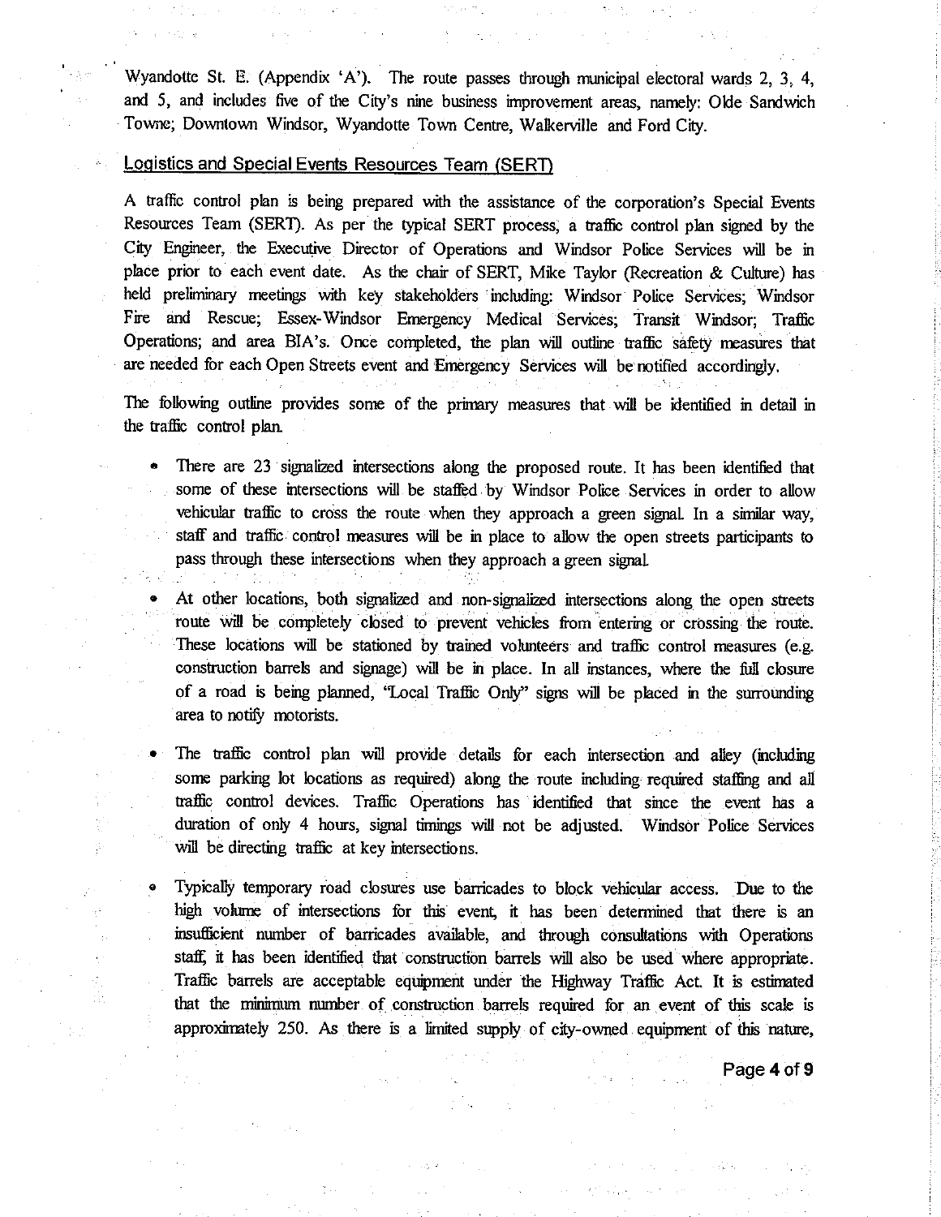Wyandotte St. E. (Appendix 'A'). The route passes through municipal electoral wards 2, 3, 4, and 5, and includes five of the City's nine business improvement areas, namely: Olde Sandwich Towne; Downtown Windsor, Wyandotte Town Centre, Walkerville and Ford City.

## Logistics and Special Events Resources Team (SERT)

A traffic control plan is being prepared with the assistance of the corporation's Special Events Resources Team (SERT). As per the typical SERT process, a traffic control plan signed by the City Engineer, the Executive Director of Operations and Windsor Police Services will be in place prior to each event date. As the chair of SERT, Mike Taylor (Recreation & Culture) has held preliminary meetings with key stakeholders including: Windsor Police Services; Windsor Fire and Rescue; Essex-Windsor Emergency Medical Services; Transit Windsor; Traffic Operations; and area BIA's. Once completed, the plan will outline traffic safety measures that are needed for each Open Streets event and Emergency Services will be notified accordingly.

The following outline provides some of the primary measures that will be identified in detail in the traffic control plan.

- There are 23 signalized intersections along the proposed route. It has been identified that some of these intersections will be staffed by Windsor Police Services in order to allow vehicular traffic to cross the route when they approach a green signal. In a similar way, staff and traffic control measures will be in place to allow the open streets participants to pass through these intersections when they approach a green signal.
- At other locations, both signalized and non-signalized intersections along the open streets route will be completely closed to prevent vehicles from entering or crossing the route. These locations will be stationed by trained volunteers and traffic control measures (e.g. construction barrels and signage) will be in place. In all instances, where the full closure of a road is being planned, "Local Traffic Only" signs will be placed in the surrounding area to notify motorists.
- The traffic control plan will provide details for each intersection and alley (including some parking lot locations as required) along the route including required staffing and all traffic control devices. Traffic Operations has identified that since the event has a duration of only 4 hours, signal timings will not be adjusted. Windsor Police Services will be directing traffic at key intersections.
- Typically temporary road closures use barricades to block vehicular access. Due to the high volume of intersections for this event, it has been determined that there is an insufficient number of barricades available, and through consultations with Operations staff, it has been identified that construction barrels will also be used where appropriate. Traffic barrels are acceptable equipment under the Highway Traffic Act. It is estimated that the minimum number of construction barrels required for an event of this scale is approximately 250. As there is a limited supply of city-owned equipment of this nature,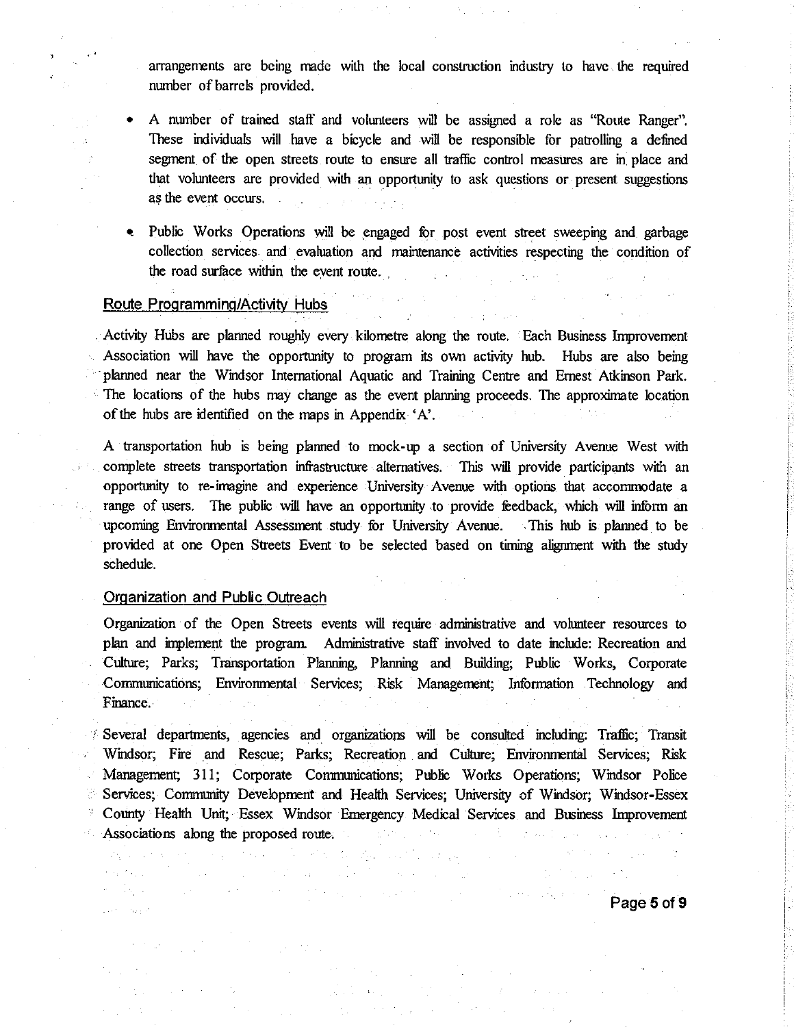arrangements are being made with the local construction industry to have the required number of barrels provided.

- A number of trained staff and volunteers will be assigned a role as "Route Ranger". These individuals will have a bicycle and will be responsible for patrolling a defined segment of the open streets route to ensure all traffic control measures are in place and that volunteers are provided with an opportunity to ask questions or present suggestions as the event occurs.

- Public Works Operations will be engaged for post event street sweeping and garbage collection services and evaluation and maintenance activities respecting the condition of the road surface within the event route.

## Route Programming/Activity Hubs

Activity Hubs are planned roughly every kilometre along the route. Each Business Improvement Association will have the opportunity to program its own activity hub. Hubs are also being planned near the Windsor International Aquatic and Training Centre and Ernest Atkinson Park. The locations of the hubs may change as the event planning proceeds. The approximate location of the hubs are identified on the maps in Appendix 'A'.

A transportation hub is being planned to mock-up a section of University Avenue West with complete streets transportation infrastructure alternatives. This will provide participants with an opportunity to re-imagine and experience University Avenue with options that accommodate a range of users. The public will have an opportunity to provide feedback, which will inform an upcoming Environmental Assessment study for University Avenue. This hub is planned to be provided at one Open Streets Event to be selected based on timing alignment with the study schedule.

## Organization and Public Outreach

Organization of the Open Streets events will require administrative and volunteer resources to plan and implement the program. Administrative staff involved to date include: Recreation and Culture; Parks; Transportation Planning, Planning and Building; Public Works, Corporate Communications; Environmental Services; Risk Management; Information Technology and Finance.

Several departments, agencies and organizations will be consulted including: Traffic; Transit Windsor; Fire and Rescue; Parks; Recreation and Culture; Environmental Services; Risk Management; 311; Corporate Communications; Public Works Operations; Windsor Police Services; Community Development and Health Services; University of Windsor; Windsor-Essex County Health Unit; Essex Windsor Emergency Medical Services and Business Improvement Associations along the proposed route.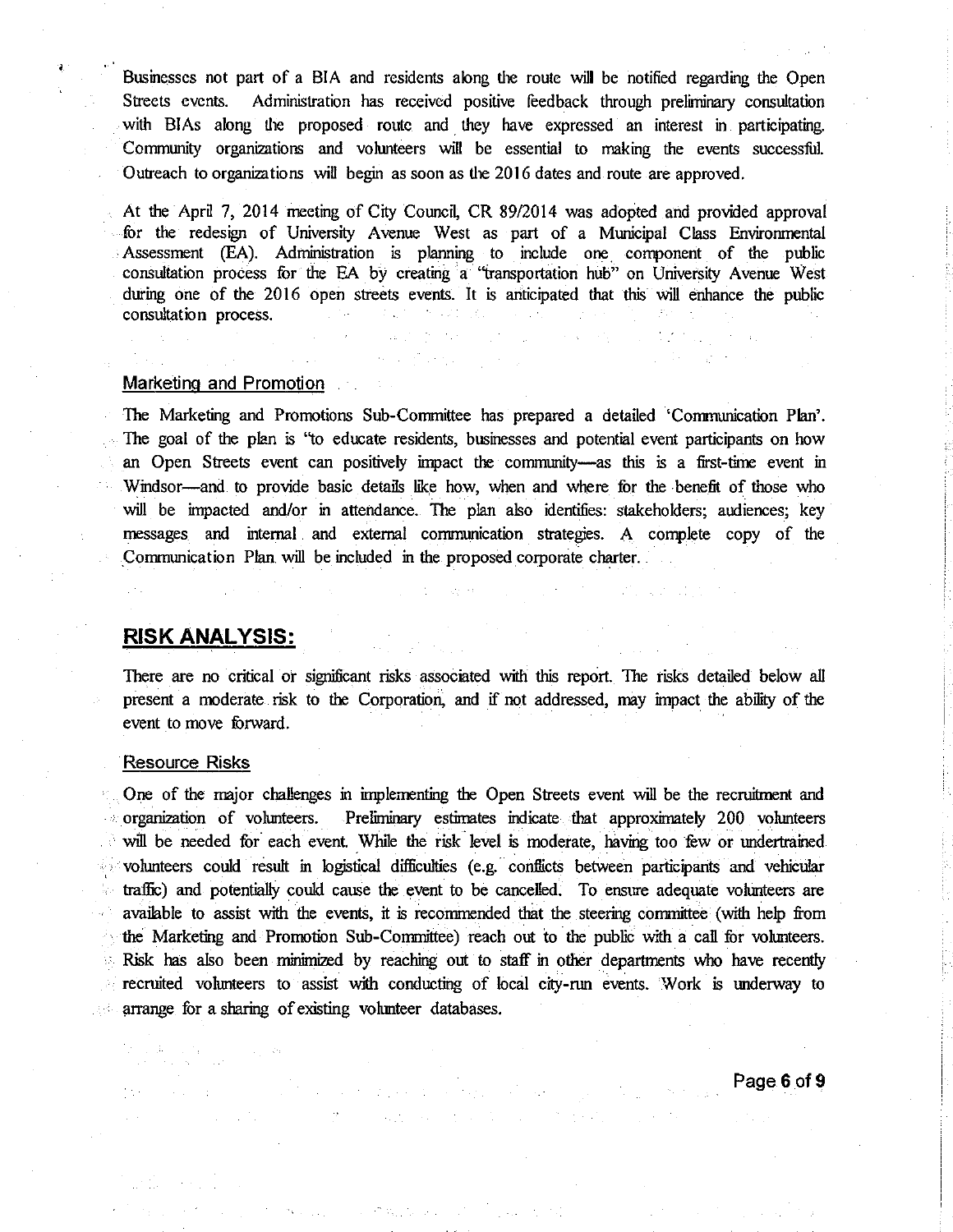Businesses not part of a BIA and residents along the route will be notified regarding the Open Streets events. Administration has received positive feedback through preliminary consultation with BIAs along the proposed route and they have expressed an interest in participating. Community organizations and volunteers will be essential to making the events successful. Outreach to organizations will begin as soon as the 2016 dates and route are approved.

At the April 7, 2014 meeting of City Council, CR 89/2014 was adopted and provided approval for the redesign of University Avenue West as part of a Municipal Class Environmental Assessment (EA). Administration is planning to include one component of the public consultation process for the EA by creating a "transportation hub" on University Avenue West during one of the 2016 open streets events. It is anticipated that this will enhance the public consultation process.

### Marketing and Promotion

The Marketing and Promotions Sub-Committee has prepared a detailed 'Communication Plan'. The goal of the plan is "to educate residents, businesses and potential event participants on how an Open Streets event can positively impact the community—as this is a first-time event in Windsor—and to provide basic details like how, when and where for the benefit of those who will be impacted and/or in attendance. The plan also identifies: stakeholders; audiences; key messages and internal and external communication strategies. A complete copy of the Communication Plan will be included in the proposed corporate charter.

## RISK ANALYSIS:

There are no critical or significant risks associated with this report. The risks detailed below all present a moderate risk to the Corporation, and if not addressed, may impact the ability of the event to move forward.

### Resource Risks

One of the major challenges in implementing the Open Streets event will be the recruitment and organization of volunteers. Preliminary estimates indicate that approximately 200 volunteers will be needed for each event. While the risk level is moderate, having too few or undertrained volunteers could result in logistical difficulties (e.g. conflicts between participants and vehicular traffic) and potentially could cause the event to be cancelled. To ensure adequate volunteers are available to assist with the events, it is recommended that the steering committee (with help from the Marketing and Promotion Sub-Committee) reach out to the public with a call for volunteers. Risk has also been minimized by reaching out to staff in other departments who have recently recruited volunteers to assist with conducting of local city-run events. Work is underway to arrange for a sharing of existing volunteer databases.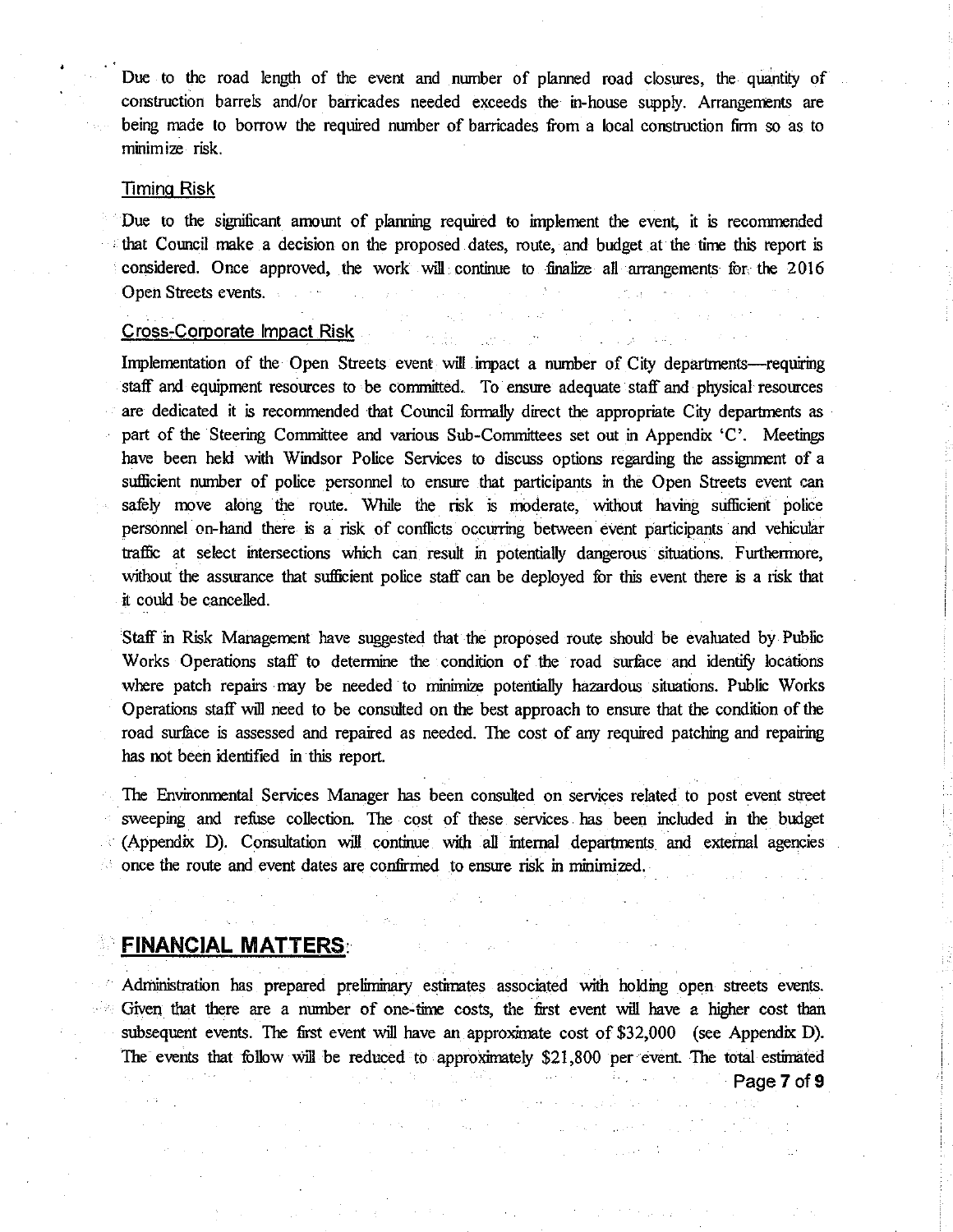Due to the road length of the event and number of planned road closures, the quantity of construction barrels and/or barricades needed exceeds the in-house supply. Arrangements are being made to borrow the required number of barricades from a local construction firm so as to minimize risk.

### Timing Risk

Due to the significant amount of planning required to implement the event, it is recommended that Council make a decision on the proposed dates, route, and budget at the time this report is considered. Once approved, the work will continue to finalize all arrangements for the 2016 Open Streets events.

### Cross-Corporate Impact Risk

Implementation of the Open Streets event will impact a number of City departments—requiring staff and equipment resources to be committed. To ensure adequate staff and physical resources are dedicated it is recommended that Council formally direct the appropriate City departments as part of the Steering Committee and various Sub-Committees set out in Appendix 'C'. Meetings have been held with Windsor Police Services to discuss options regarding the assignment of a sufficient number of police personnel to ensure that participants in the Open Streets event can safely move along the route. While the risk is moderate, without having sufficient police personnel on-hand there is a risk of conflicts occurring between event participants and vehicular traffic at select intersections which can result in potentially dangerous situations. Furthermore, without the assurance that sufficient police staff can be deployed for this event there is a risk that it could be cancelled.

Staff in Risk Management have suggested that the proposed route should be evaluated by Public Works Operations staff to determine the condition of the road surface and identify locations where patch repairs may be needed to minimize potentially hazardous situations. Public Works Operations staff will need to be consulted on the best approach to ensure that the condition of the road surface is assessed and repaired as needed. The cost of any required patching and repairing has not been identified in this report.

The Environmental Services Manager has been consulted on services related to post event street sweeping and refuse collection. The cost of these services has been included in the budget (Appendix D). Consultation will continue with all internal departments and external agencies once the route and event dates are confirmed to ensure risk in minimized.

## FINANCIAL MATTERS:

Administration has prepared preliminary estimates associated with holding open streets events. Given that there are a number of one-time costs, the first event will have a higher cost than subsequent events. The first event will have an approximate cost of $32,000 (see Appendix D). The events that follow will be reduced to approximately $21,800 per event. The total estimated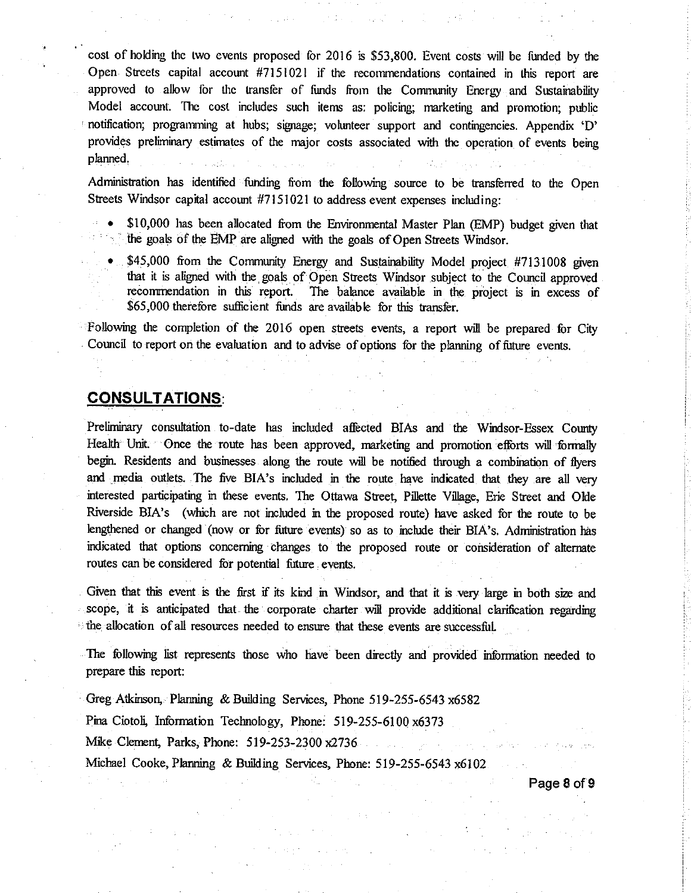cost of holding the two events proposed for 2016 is $53,800. Event costs will be funded by the Open Streets capital account #7151021 if the recommendations contained in this report are approved to allow for the transfer of funds from the Community Energy and Sustainability Model account. The cost includes such items as: policing; marketing and promotion; public notification; programming at hubs; signage; volunteer support and contingencies. Appendix 'D' provides preliminary estimates of the major costs associated with the operation of events being planned.

Administration has identified funding from the following source to be transferred to the Open Streets Windsor capital account #7151021 to address event expenses including:

- $10,000 has been allocated from the Environmental Master Plan (EMP) budget given that the goals of the EMP are aligned with the goals of Open Streets Windsor.
- $45,000 from the Community Energy and Sustainability Model project #7131008 given that it is aligned with the goals of Open Streets Windsor subject to the Council approved recommendation in this report. The balance available in the project is in excess of $65,000 therefore sufficient funds are available for this transfer.

Following the completion of the 2016 open streets events, a report will be prepared for City Council to report on the evaluation and to advise of options for the planning of future events.

## CONSULTATIONS:

Preliminary consultation to-date has included affected BIAs and the Windsor-Essex County Health Unit. Once the route has been approved, marketing and promotion efforts will formally begin. Residents and businesses along the route will be notified through a combination of flyers and media outlets. The five BIA's included in the route have indicated that they are all very interested participating in these events. The Ottawa Street, Pillette Village, Erie Street and Olde Riverside BIA's (which are not included in the proposed route) have asked for the route to be lengthened or changed (now or for future events) so as to include their BIA's. Administration has indicated that options concerning changes to the proposed route or consideration of alternate routes can be considered for potential future events.

Given that this event is the first if its kind in Windsor, and that it is very large in both size and scope, it is anticipated that the corporate charter will provide additional clarification regarding the allocation of all resources needed to ensure that these events are successful.

The following list represents those who have been directly and provided information needed to prepare this report:

Greg Atkinson, Planning & Building Services, Phone 519-255-6543 x6582

Pina Ciotoli, Information Technology, Phone: 519-255-6100 x6373

Mike Clement, Parks, Phone: 519-253-2300 x2736

Michael Cooke, Planning & Building Services, Phone: 519-255-6543 x6102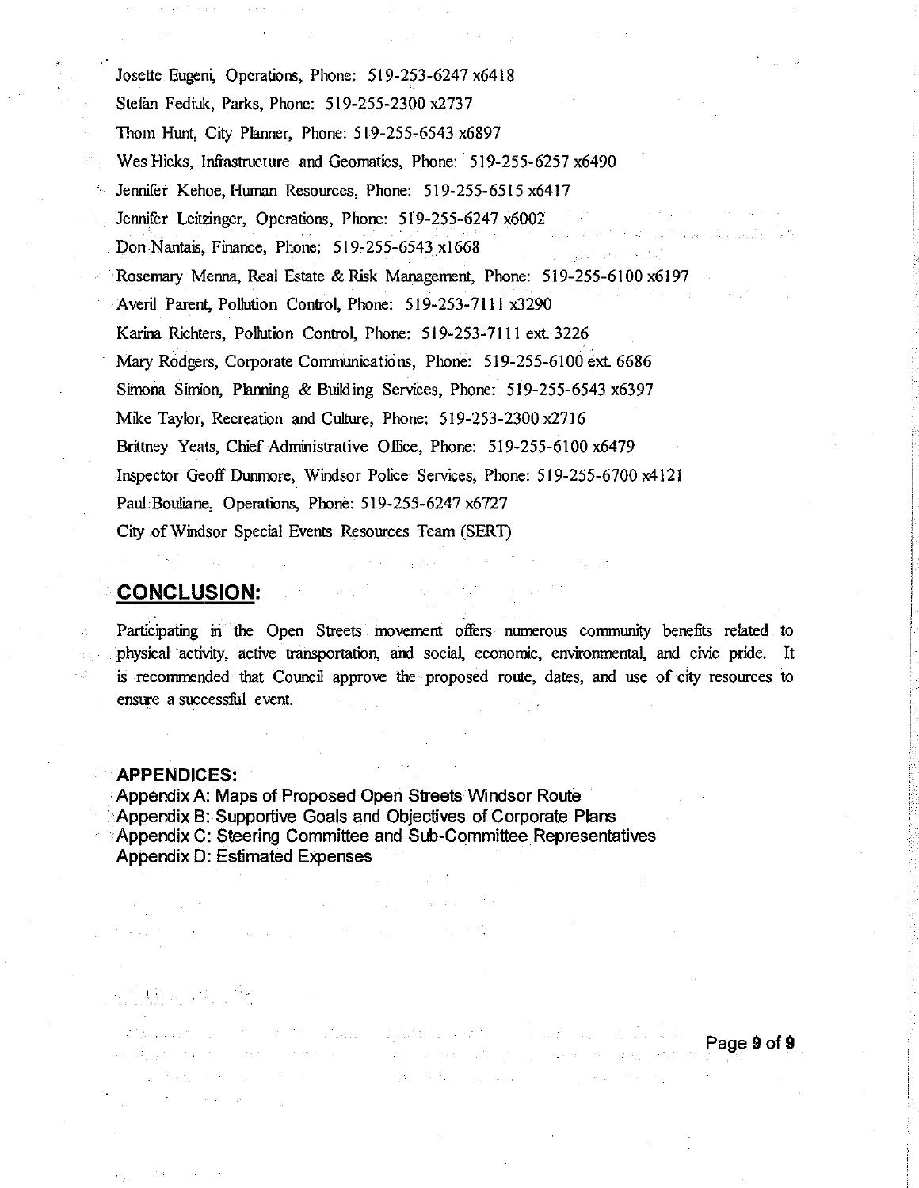Josette Eugeni, Operations, Phone: 519-253-6247 x6418

Stefan Fediuk, Parks, Phone: 519-255-2300 x2737

Thom Hunt, City Planner, Phone: 519-255-6543 x6897

Wes Hicks, Infrastructure and Geomatics, Phone: 519-255-6257 x6490

Jennifer Kehoe, Human Resources, Phone: 519-255-6515 x6417

Jennifer Leitzinger, Operations, Phone: 519-255-6247 x6002

Don Nantais, Finance, Phone: 519-255-6543 x1668

Rosemary Menna, Real Estate & Risk Management, Phone: 519-255-6100 x6197

Averil Parent, Pollution Control, Phone: 519-253-7111 x3290

Karina Richters, Pollution Control, Phone: 519-253-7111 ext. 3226

Mary Rodgers, Corporate Communications, Phone: 519-255-6100 ext. 6686

Simona Simion, Planning & Building Services, Phone: 519-255-6543 x6397

Mike Taylor, Recreation and Culture, Phone: 519-253-2300 x2716

Brittney Yeats, Chief Administrative Office, Phone: 519-255-6100 x6479

Inspector Geoff Dunmore, Windsor Police Services, Phone: 519-255-6700 x4121

Paul Bouliane, Operations, Phone: 519-255-6247 x6727

City of Windsor Special Events Resources Team (SERT)

## CONCLUSION:

Participating in the Open Streets movement offers numerous community benefits related to physical activity, active transportation, and social, economic, environmental, and civic pride. It is recommended that Council approve the proposed route, dates, and use of city resources to ensure a successful event.

**APPENDICES:**

Appendix A: Maps of Proposed Open Streets Windsor Route
Appendix B: Supportive Goals and Objectives of Corporate Plans
Appendix C: Steering Committee and Sub-Committee Representatives
Appendix D: Estimated Expenses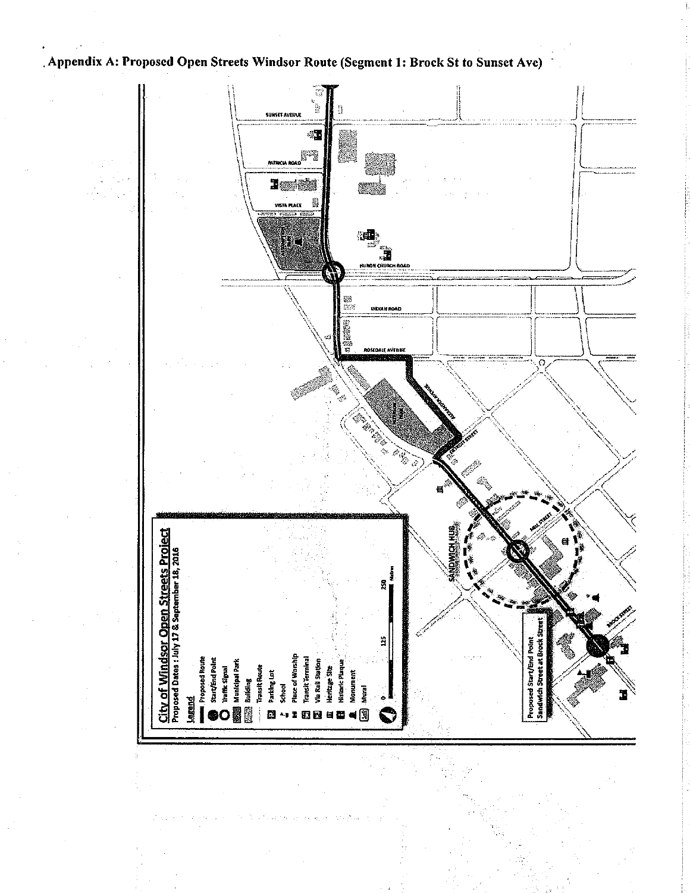# Appendix A: Proposed Open Streets Windsor Route (Segment 1: Brock St to Sunset Ave)

**City of Windsor Open Streets Project**

Proposed Dates : July 17 & September 18, 2016

**Legend**

- Proposed Route
- Start/End Point
- Traffic Signal
- Municipal Park
- Building
- Transit Route
- Parking Lot
- School
- Place of Worship
- Transit Terminal
- Via Rail Station
- Heritage Site
- Historic Plaque
- Monument
- Mural

0 125 250 Metres

SUNSET AVENUE

PATRICIA ROAD

VISTA PLACE

HURON CHURCH ROAD

INDIAN ROAD

ROSEDALE AVENUE

ALEXANDRA AVENUE

DETROIT STREET

SANDWICH HUB

MILL STREET

BROCK STREET

Proposed Start/End Point
Sandwich Street at Brock Street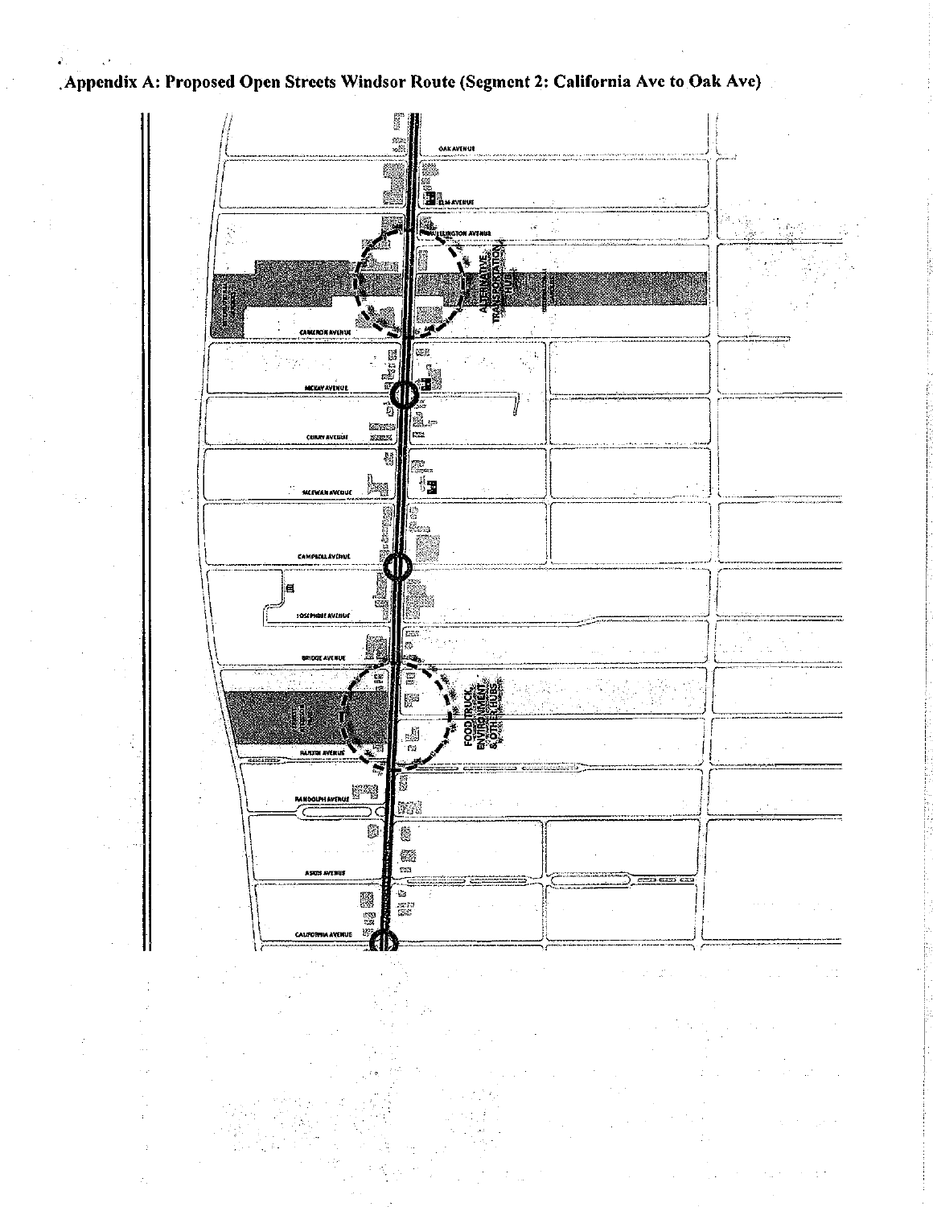## Appendix A: Proposed Open Streets Windsor Route (Segment 2: California Ave to Oak Ave)

OAK AVENUE

ELM AVENUE

WELLINGTON AVENUE

ALTERNATIVE TRANSPORTATION HUB

CAMERON AVENUE

MCKAY AVENUE

CURRY AVENUE

MCEWAN AVENUE

CAMPBELL AVENUE

JOSEPHINE AVENUE

BRIDGE AVENUE

FOOD TRUCK, ENVIRONMENT & OTHER HUBS

RANDOLPH AVENUE

ASKIN AVENUE

CALIFORNIA AVENUE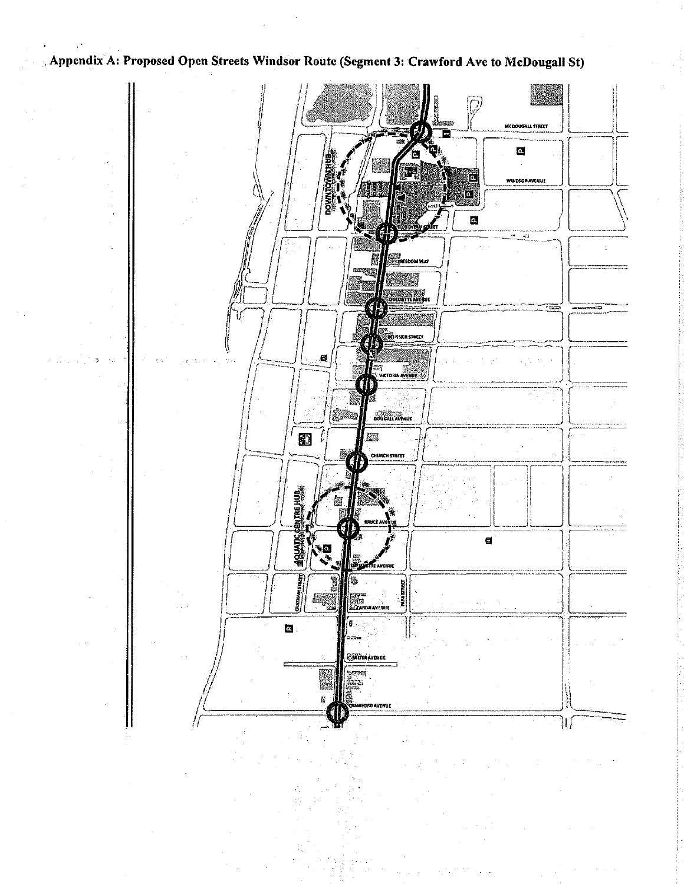# Appendix A: Proposed Open Streets Windsor Route (Segment 3: Crawford Ave to McDougall St)

MCDOUGALL STREET

WINDSOR AVENUE

DOWNTOWN HUB

GOYEAU STREET

FREEDOM WAY

OUELLETTE AVENUE

PELISSIER STREET

VICTORIA AVENUE

DOUGALL AVENUE

CHURCH STREET

AQUATIC CENTRE HUB

BRUCE AVENUE

CAMPBELL STREET

CARON AVENUE

PARK STREET

SALTER AVENUE

CRAWFORD AVENUE